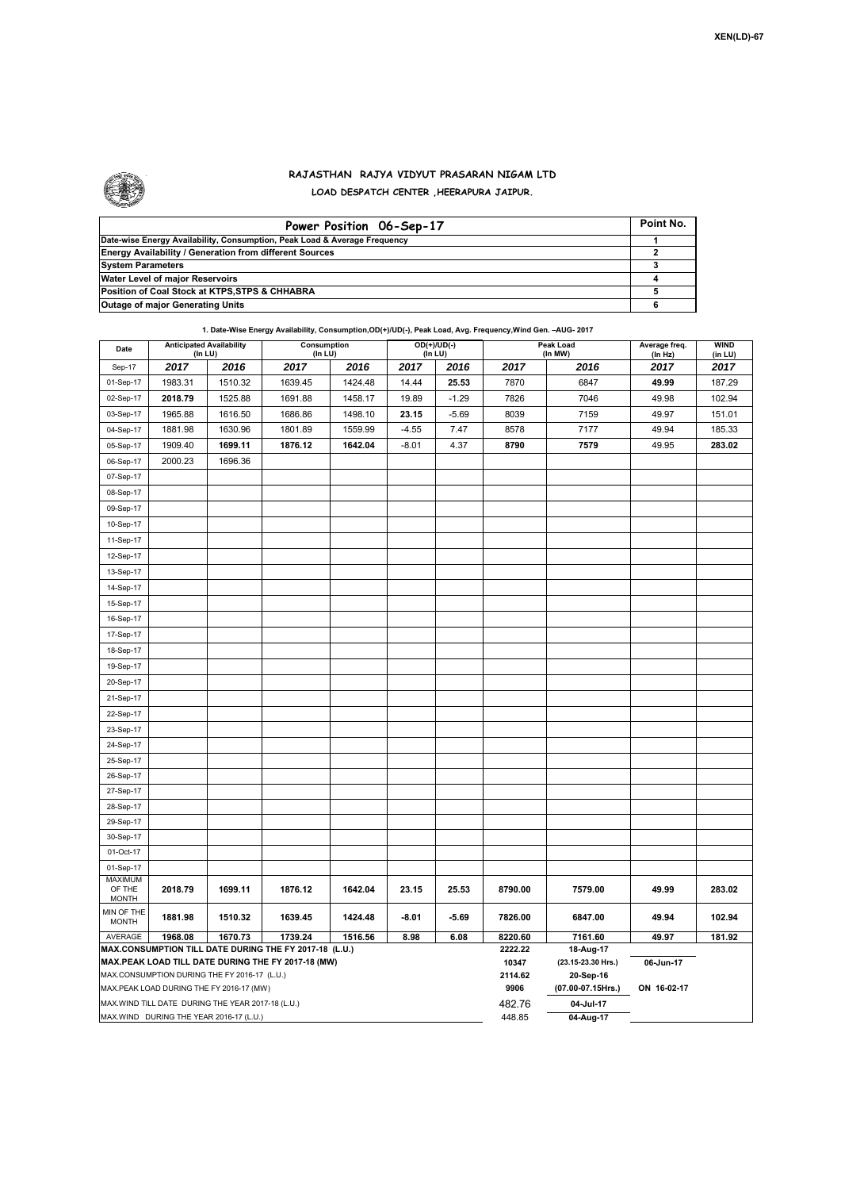XEN(LD)-67

# RAJASTHAN RAJYA VIDYUT PRASARAN NIGAM LTD

## LOAD DESPATCH CENTER ,HEERAPURA JAIPUR.

| Power Position 06-Sep-17 | Point No. |
|---|---|
| Date-wise Energy Availability, Consumption, Peak Load & Average Frequency | 1 |
| Energy Availability / Generation from different Sources | 2 |
| System Parameters | 3 |
| Water Level of major Reservoirs | 4 |
| Position of Coal Stock at KTPS,STPS & CHHABRA | 5 |
| Outage of major Generating Units | 6 |

**1. Date-Wise Energy Availability, Consumption,OD(+)/UD(-), Peak Load, Avg. Frequency,Wind Gen. –AUG- 2017**

| Date | Anticipated Availability (In LU) | | Consumption (In LU) | | OD(+)/UD(-) (In LU) | | Peak Load (In MW) | | Average freq. (In Hz) | WIND (in LU) |
|---|---|---|---|---|---|---|---|---|---|---|
| Sep-17 | 2017 | 2016 | 2017 | 2016 | 2017 | 2016 | 2017 | 2016 | 2017 | 2017 |
| 01-Sep-17 | 1983.31 | 1510.32 | 1639.45 | 1424.48 | 14.44 | 25.53 | 7870 | 6847 | 49.99 | 187.29 |
| 02-Sep-17 | 2018.79 | 1525.88 | 1691.88 | 1458.17 | 19.89 | -1.29 | 7826 | 7046 | 49.98 | 102.94 |
| 03-Sep-17 | 1965.88 | 1616.50 | 1686.86 | 1498.10 | 23.15 | -5.69 | 8039 | 7159 | 49.97 | 151.01 |
| 04-Sep-17 | 1881.98 | 1630.96 | 1801.89 | 1559.99 | -4.55 | 7.47 | 8578 | 7177 | 49.94 | 185.33 |
| 05-Sep-17 | 1909.40 | 1699.11 | 1876.12 | 1642.04 | -8.01 | 4.37 | 8790 | 7579 | 49.95 | 283.02 |
| 06-Sep-17 | 2000.23 | 1696.36 | | | | | | | | |
| 07-Sep-17 | | | | | | | | | | |
| 08-Sep-17 | | | | | | | | | | |
| 09-Sep-17 | | | | | | | | | | |
| 10-Sep-17 | | | | | | | | | | |
| 11-Sep-17 | | | | | | | | | | |
| 12-Sep-17 | | | | | | | | | | |
| 13-Sep-17 | | | | | | | | | | |
| 14-Sep-17 | | | | | | | | | | |
| 15-Sep-17 | | | | | | | | | | |
| 16-Sep-17 | | | | | | | | | | |
| 17-Sep-17 | | | | | | | | | | |
| 18-Sep-17 | | | | | | | | | | |
| 19-Sep-17 | | | | | | | | | | |
| 20-Sep-17 | | | | | | | | | | |
| 21-Sep-17 | | | | | | | | | | |
| 22-Sep-17 | | | | | | | | | | |
| 23-Sep-17 | | | | | | | | | | |
| 24-Sep-17 | | | | | | | | | | |
| 25-Sep-17 | | | | | | | | | | |
| 26-Sep-17 | | | | | | | | | | |
| 27-Sep-17 | | | | | | | | | | |
| 28-Sep-17 | | | | | | | | | | |
| 29-Sep-17 | | | | | | | | | | |
| 30-Sep-17 | | | | | | | | | | |
| 01-Oct-17 | | | | | | | | | | |
| 01-Sep-17 | | | | | | | | | | |
| MAXIMUM OF THE MONTH | 2018.79 | 1699.11 | 1876.12 | 1642.04 | 23.15 | 25.53 | 8790.00 | 7579.00 | 49.99 | 283.02 |
| MIN OF THE MONTH | 1881.98 | 1510.32 | 1639.45 | 1424.48 | -8.01 | -5.69 | 7826.00 | 6847.00 | 49.94 | 102.94 |
| AVERAGE | 1968.08 | 1670.73 | 1739.24 | 1516.56 | 8.98 | 6.08 | 8220.60 | 7161.60 | 49.97 | 181.92 |
| MAX.CONSUMPTION TILL DATE DURING THE FY 2017-18 (L.U.) | | | | | | | 2222.22 | 18-Aug-17 | | |
| MAX.PEAK LOAD TILL DATE DURING THE FY 2017-18 (MW) | | | | | | | 10347 | (23.15-23.30 Hrs.) | 06-Jun-17 | |
| MAX.CONSUMPTION DURING THE FY 2016-17 (L.U.) | | | | | | | 2114.62 | 20-Sep-16 | | |
| MAX.PEAK LOAD DURING THE FY 2016-17 (MW) | | | | | | | 9906 | (07.00-07.15Hrs.) | ON 16-02-17 | |
| MAX.WIND TILL DATE DURING THE YEAR 2017-18 (L.U.) | | | | | | | 482.76 | 04-Jul-17 | | |
| MAX.WIND DURING THE YEAR 2016-17 (L.U.) | | | | | | | 448.85 | 04-Aug-17 | | |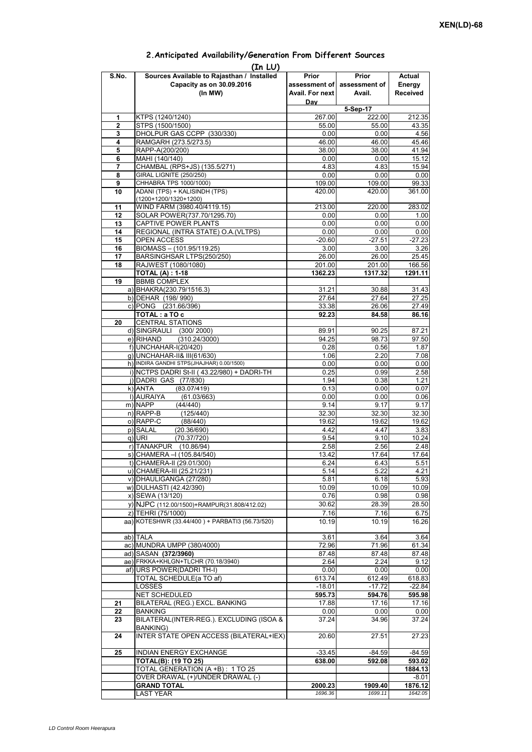XEN(LD)-68

## 2.Anticipated Availability/Generation From Different Sources

(In LU)

| S.No. | Sources Available to Rajasthan / Installed Capacity as on 30.09.2016 (In MW) | Prior assessment of Avail. For next Day | Prior assessment of Avail. | Actual Energy Received |
|---|---|---|---|---|
| | | 5-Sep-17 | | |
| 1 | KTPS (1240/1240) | 267.00 | 222.00 | 212.35 |
| 2 | STPS (1500/1500) | 55.00 | 55.00 | 43.35 |
| 3 | DHOLPUR GAS CCPP (330/330) | 0.00 | 0.00 | 4.56 |
| 4 | RAMGARH (273.5/273.5) | 46.00 | 46.00 | 45.46 |
| 5 | RAPP-A(200/200) | 38.00 | 38.00 | 41.94 |
| 6 | MAHI (140/140) | 0.00 | 0.00 | 15.12 |
| 7 | CHAMBAL (RPS+JS) (135.5/271) | 4.83 | 4.83 | 15.94 |
| 8 | GIRAL LIGNITE (250/250) | 0.00 | 0.00 | 0.00 |
| 9 | CHHABRA TPS 1000/1000) | 109.00 | 109.00 | 99.33 |
| 10 | ADANI (TPS) + KALISINDH (TPS) (1200+1200/1320+1200) | 420.00 | 420.00 | 361.00 |
| 11 | WIND FARM (3980.40/4119.15) | 213.00 | 220.00 | 283.02 |
| 12 | SOLAR POWER(737.70/1295.70) | 0.00 | 0.00 | 1.00 |
| 13 | CAPTIVE POWER PLANTS | 0.00 | 0.00 | 0.00 |
| 14 | REGIONAL (INTRA STATE) O.A.(VLTPS) | 0.00 | 0.00 | 0.00 |
| 15 | OPEN ACCESS | -20.60 | -27.51 | -27.23 |
| 16 | BIOMASS – (101.95/119.25) | 3.00 | 3.00 | 3.26 |
| 17 | BARSINGHSAR LTPS(250/250) | 26.00 | 26.00 | 25.45 |
| 18 | RAJWEST (1080/1080) | 201.00 | 201.00 | 166.56 |
| | **TOTAL (A) : 1-18** | **1362.23** | **1317.32** | **1291.11** |
| 19 | BBMB COMPLEX | | | |
| | a) BHAKRA(230.79/1516.3) | 31.21 | 30.88 | 31.43 |
| | b) DEHAR (198/ 990) | 27.64 | 27.64 | 27.25 |
| | c) PONG (231.66/396) | 33.38 | 26.06 | 27.49 |
| | **TOTAL : a TO c** | **92.23** | **84.58** | **86.16** |
| 20 | CENTRAL STATIONS | | | |
| | d) SINGRAULI (300/ 2000) | 89.91 | 90.25 | 87.21 |
| | e) RIHAND (310.24/3000) | 94.25 | 98.73 | 97.50 |
| | f) UNCHAHAR-I(20/420) | 0.28 | 0.56 | 1.87 |
| | g) UNCHAHAR-II& III(61/630) | 1.06 | 2.20 | 7.08 |
| | h) INDIRA GANDHI STPS(JHAJHAR) 0.00/1500) | 0.00 | 0.00 | 0.00 |
| | i) NCTPS DADRI St-II ( 43.22/980) + DADRI-TH | 0.25 | 0.99 | 2.58 |
| | j) DADRI GAS (77/830) | 1.94 | 0.38 | 1.21 |
| | k) ANTA (83.07/419) | 0.13 | 0.00 | 0.07 |
| | l) AURAIYA (61.03/663) | 0.00 | 0.00 | 0.06 |
| | m) NAPP (44/440) | 9.14 | 9.17 | 9.17 |
| | n) RAPP-B (125/440) | 32.30 | 32.30 | 32.30 |
| | o) RAPP-C (88/440) | 19.62 | 19.62 | 19.62 |
| | p) SALAL (20.36/690) | 4.42 | 4.47 | 3.83 |
| | q) URI (70.37/720) | 9.54 | 9.10 | 10.24 |
| | r) TANAKPUR (10.86/94) | 2.58 | 2.56 | 2.48 |
| | s) CHAMERA –I (105.84/540) | 13.42 | 17.64 | 17.64 |
| | t) CHAMERA-II (29.01/300) | 6.24 | 6.43 | 5.51 |
| | u) CHAMERA-III (25.21/231) | 5.14 | 5.22 | 4.21 |
| | v) DHAULIGANGA (27/280) | 5.81 | 6.18 | 5.93 |
| | w) DULHASTI (42.42/390) | 10.09 | 10.09 | 10.09 |
| | x) SEWA (13/120) | 0.76 | 0.98 | 0.98 |
| | y) NJPC (112.00/1500)+RAMPUR(31.808/412.02) | 30.62 | 28.39 | 28.50 |
| | z) TEHRI (75/1000) | 7.16 | 7.16 | 6.75 |
| | aa) KOTESHWR (33.44/400 ) + PARBATI3 (56.73/520) | 10.19 | 10.19 | 16.26 |
| | ab) TALA | 3.61 | 3.64 | 3.64 |
| | ac) MUNDRA UMPP (380/4000) | 72.96 | 71.96 | 61.34 |
| | ad) SASAN **(372/3960)** | 87.48 | 87.48 | 87.48 |
| | ae) FRKKA+KHLGN+TLCHR (70.18/3940) | 2.64 | 2.24 | 9.12 |
| | af) URS POWER(DADRI TH-I) | 0.00 | 0.00 | 0.00 |
| | TOTAL SCHEDULE(a TO af) | 613.74 | 612.49 | 618.83 |
| | LOSSES | -18.01 | -17.72 | -22.84 |
| | NET SCHEDULED | **595.73** | **594.76** | **595.98** |
| 21 | BILATERAL (REG.) EXCL. BANKING | 17.88 | 17.16 | 17.16 |
| 22 | BANKING | 0.00 | 0.00 | 0.00 |
| 23 | BILATERAL(INTER-REG.). EXCLUDING (ISOA & BANKING) | 37.24 | 34.96 | 37.24 |
| 24 | INTER STATE OPEN ACCESS (BILATERAL+IEX) | 20.60 | 27.51 | 27.23 |
| 25 | INDIAN ENERGY EXCHANGE | -33.45 | -84.59 | -84.59 |
| | **TOTAL(B): (19 TO 25)** | **638.00** | **592.08** | **593.02** |
| | TOTAL GENERATION (A +B) : 1 TO 25 | | | **1884.13** |
| | OVER DRAWAL (+)/UNDER DRAWAL (-) | | | -8.01 |
| | **GRAND TOTAL** | **2000.23** | **1909.40** | **1876.12** |
| | LAST YEAR | *1696.36* | *1699.11* | *1642.05* |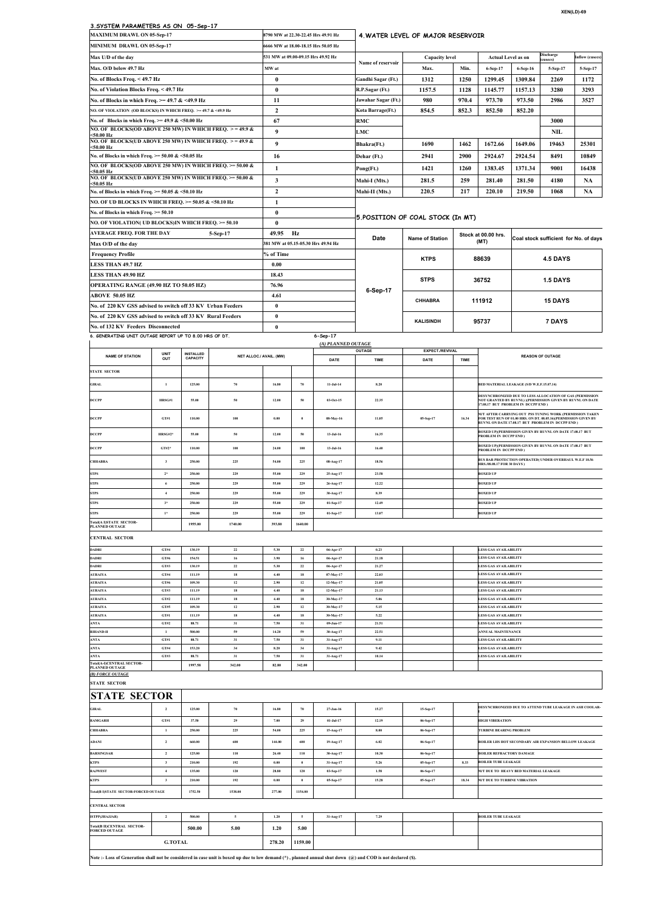XEN(LD)-69

## 3.SYSTEM PARAMETERS AS ON 05-Sep-17

| | | |
|---|---|---|
| MAXIMUM DRAWL ON 05-Sep-17 | | 8790 MW at 22.30-22.45 Hrs 49.91 Hz |
| MINIMUM DRAWL ON 05-Sep-17 | | 6666 MW at 18.00-18.15 Hrs 50.05 Hz |
| Max U/D of the day | | 531 MW at 09.00-09.15 Hrs 49.92 Hz |
| Max. O/D below 49.7 Hz | | MW at |
| No. of Blocks Freq. < 49.7 Hz | | 0 |
| No. of Violation Blocks Freq. < 49.7 Hz | | 0 |
| No. of Blocks in which Freq. >= 49.7 & <49.9 Hz | | 11 |
| NO. OF VIOLATION (OD BLOCKS) IN WHICH FREQ. >= 49.7 & <49.9 Hz | | 2 |
| No. of Blocks in which Freq. >= 49.9 & <50.00 Hz | | 67 |
| NO. OF BLOCKS(OD ABOVE 250 MW) IN WHICH FREQ. >= 49.9 & <50.00 Hz | | 9 |
| NO. OF BLOCKS(UD ABOVE 250 MW) IN WHICH FREQ. >= 49.9 & <50.00 Hz | | 9 |
| No. of Blocks in which Freq. >= 50.00 & <50.05 Hz | | 16 |
| NO. OF BLOCKS(OD ABOVE 250 MW) IN WHICH FREQ. >= 50.00 & <50.05 Hz | | 1 |
| NO. OF BLOCKS(UD ABOVE 250 MW) IN WHICH FREQ. >= 50.00 & <50.05 Hz | | 3 |
| No. of Blocks in which Freq. >= 50.05 & <50.10 Hz | | 2 |
| NO. OF UD BLOCKS IN WHICH FREQ. >= 50.05 & <50.10 Hz | | 1 |
| No. of Blocks in which Freq. >= 50.10 | | 0 |
| NO. OF VIOLATION( UD BLOCKS)IN WHICH FREQ. >= 50.10 | | 0 |
| AVERAGE FREQ. FOR THE DAY | 5-Sep-17 | 49.95 Hz |
| Max O/D of the day | | 381 MW at 05.15-05.30 Hrs 49.94 Hz |
| Frequency Profile | | % of Time |
| LESS THAN 49.7 HZ | | 0.00 |
| LESS THAN 49.90 HZ | | 18.43 |
| OPERATING RANGE (49.90 HZ TO 50.05 HZ) | | 76.96 |
| ABOVE 50.05 HZ | | 4.61 |
| No. of 220 KV GSS advised to switch off 33 KV Urban Feeders | | 0 |
| No. of 220 KV GSS advised to switch off 33 KV Rural Feeders | | 0 |
| No. of 132 KV Feeders Disconnected | | 0 |

## 4.WATER LEVEL OF MAJOR RESERVOIR

| Name of reservoir | Capacity level Max. | Min. | Actual Level as on 6-Sep-17 | 6-Sep-16 | Discharge (cusecs) 5-Sep-17 | Inflow (cusecs) 5-Sep-17 |
|---|---|---|---|---|---|---|
| Gandhi Sagar (Ft.) | 1312 | 1250 | 1299.45 | 1309.84 | 2269 | 1172 |
| R.P.Sagar (Ft.) | 1157.5 | 1128 | 1145.77 | 1157.13 | 3280 | 3293 |
| Jawahar Sagar (Ft.) | 980 | 970.4 | 973.70 | 973.50 | 2986 | 3527 |
| Kota Barrage(Ft.) | 854.5 | 852.3 | 852.50 | 852.20 | | |
| RMC | | | | | 3000 | |
| LMC | | | | | NIL | |
| Bhakra(Ft.) | 1690 | 1462 | 1672.66 | 1649.06 | 19463 | 25301 |
| Dehar (Ft.) | 2941 | 2900 | 2924.67 | 2924.54 | 8491 | 10849 |
| Pong(Ft.) | 1421 | 1260 | 1383.45 | 1371.34 | 9001 | 16438 |
| Mahi-I (Mts.) | 281.5 | 259 | 281.40 | 281.50 | 4180 | NA |
| Mahi-II (Mts.) | 220.5 | 217 | 220.10 | 219.50 | 1068 | NA |

## 5.POSITION OF COAL STOCK (In MT)

| Date | Name of Station | Stock at 00.00 hrs. (MT) | Coal stock sufficient for No. of days |
|---|---|---|---|
| 6-Sep-17 | KTPS | 88639 | 4.5 DAYS |
| | STPS | 36752 | 1.5 DAYS |
| | CHHABRA | 111912 | 15 DAYS |
| | KALISINDH | 95737 | 7 DAYS |

## 6. GENERATING UNIT OUTAGE REPORT UP TO 8.00 HRS OF DT. 6-Sep-17

### (A) PLANNED OUTAGE

| NAME OF STATION | UNIT OUT | INSTALLED CAPACITY | NET ALLOC./ AVAIL. (MW) | | | OUTAGE DATE | OUTAGE TIME | EXPECT./REVIVAL DATE | EXPECT./REVIVAL TIME | REASON OF OUTAGE |
|---|---|---|---|---|---|---|---|---|---|---|
| **STATE SECTOR** | | | | | | | | | | |
| GIRAL | 1 | 125.00 | 70 | 16.80 | 70 | 11-Jul-14 | 8.20 | | | BED MATERIAL LEAKAGE (S/D W.E.F.15.07.14) |
| DCCPP | HRSG#1 | 55.00 | 50 | 12.00 | 50 | 03-Oct-15 | 22.35 | | | DESYNCHRONIZED DUE TO LESS ALLOCATION OF GAS (PERMISSION NOT GRANTED BY RUVNL) (PERMISSION GIVEN BY RUVNL ON DATE 17.08.17 BUT PROBLEM IN DCCPP END ) |
| DCCPP | GT#1 | 110.00 | 100 | 0.00 | 0 | 08-May-16 | 11.05 | 05-Sep-17 | 16.34 | S/T AFTER CARRYING OUT PSS TUNING WORK (PERMISSION TAKEN FOR TEST RUN OF 01.00 HRS. ON DT. 08.05.16)(PERMISSION GIVEN BY RUVNL ON DATE 17.08.17 BUT PROBLEM IN DCCPP END ) |
| DCCPP | HRSG#2* | 55.00 | 50 | 12.00 | 50 | 13-Jul-16 | 16.35 | | | BOXED UP(PERMISSION GIVEN BY RUVNL ON DATE 17.08.17 BUT PROBLEM IN DCCPP END ) |
| DCCPP | GT#2* | 110.00 | 100 | 24.00 | 100 | 13-Jul-16 | 16.40 | | | BOXED UP(PERMISSION GIVEN BY RUVNL ON DATE 17.08.17 BUT PROBLEM IN DCCPP END ) |
| CHHABRA | 3 | 250.00 | 225 | 54.00 | 225 | 08-Aug-17 | 18.56 | | | BUS BAR PROTECTION OPERATED( UNDER OVERHAUL W.E.F 18.56 HRS./08.08.17 FOR 30 DAYS ) |
| STPS | 2* | 250.00 | 229 | 55.00 | 229 | 25-Aug-17 | 23.58 | | | BOXED UP |
| STPS | 6 | 250.00 | 229 | 55.00 | 229 | 26-Aug-17 | 12.22 | | | BOXED UP |
| STPS | 4 | 250.00 | 229 | 55.00 | 229 | 30-Aug-17 | 8.39 | | | BOXED UP |
| STPS | 3* | 250.00 | 229 | 55.00 | 229 | 01-Sep-17 | 12.49 | | | BOXED UP |
| STPS | 1* | 250.00 | 229 | 55.00 | 229 | 01-Sep-17 | 13.07 | | | BOXED UP |
| Total(A I)STATE SECTOR-PLANNED OUTAGE | | 1955.00 | 1740.00 | 393.80 | 1640.00 | | | | | |
| **CENTRAL SECTOR** | | | | | | | | | | |
| DADRI | GT#4 | 130.19 | 22 | 5.30 | 22 | 06-Apr-17 | 0.23 | | | LESS GAS AVAILABILITY |
| DADRI | GT#6 | 154.51 | 16 | 3.90 | 16 | 06-Apr-17 | 21.18 | | | LESS GAS AVAILABILITY |
| DADRI | GT#3 | 130.19 | 22 | 5.30 | 22 | 06-Apr-17 | 21.27 | | | LESS GAS AVAILABILITY |
| AURAIYA | GT#4 | 111.19 | 18 | 4.40 | 18 | 07-May-17 | 22.03 | | | LESS GAS AVAILABILITY |
| AURAIYA | GT#6 | 109.30 | 12 | 2.90 | 12 | 12-May-17 | 21.05 | | | LESS GAS AVAILABILITY |
| AURAIYA | GT#3 | 111.19 | 18 | 4.40 | 18 | 12-May-17 | 21.13 | | | LESS GAS AVAILABILITY |
| AURAIYA | GT#2 | 111.19 | 18 | 4.40 | 18 | 30-May-17 | 5.06 | | | LESS GAS AVAILABILITY |
| AURAIYA | GT#5 | 109.30 | 12 | 2.90 | 12 | 30-May-17 | 5.15 | | | LESS GAS AVAILABILITY |
| AURAIYA | GT#1 | 111.19 | 18 | 4.40 | 18 | 30-May-17 | 5.22 | | | LESS GAS AVAILABILITY |
| ANTA | GT#2 | 88.71 | 31 | 7.50 | 31 | 09-Jun-17 | 21.51 | | | LESS GAS AVAILABILITY |
| RIHAND-II | 1 | 500.00 | 59 | 14.20 | 59 | 30-Aug-17 | 22.51 | | | ANNUAL MAINTENANCE |
| ANTA | GT#1 | 88.71 | 31 | 7.50 | 31 | 31-Aug-17 | 9.11 | | | LESS GAS AVAILABILITY |
| ANTA | GT#4 | 153.20 | 34 | 8.20 | 34 | 31-Aug-17 | 9.42 | | | LESS GAS AVAILABILITY |
| ANTA | GT#3 | 88.71 | 31 | 7.50 | 31 | 31-Aug-17 | 10.14 | | | LESS GAS AVAILABILITY |
| Total(A-II)CENTRAL SECTOR-PLANNED OUTAGE | | 1997.58 | 342.00 | 82.80 | 342.00 | | | | | |

### (B) FORCE OUTAGE

**STATE SECTOR**

# STATE SECTOR

| NAME OF STATION | UNIT OUT | INSTALLED CAPACITY | NET ALLOC./ AVAIL. (MW) | | | OUTAGE DATE | OUTAGE TIME | EXPECT./REVIVAL DATE | EXPECT./REVIVAL TIME | REASON OF OUTAGE |
|---|---|---|---|---|---|---|---|---|---|---|
| GIRAL | 2 | 125.00 | 70 | 16.80 | 70 | 27-Jan-16 | 15.27 | 15-Sep-17 | | DESYNCHRONIZED DUE TO ATTEND TUBE LEAKAGE IN ASH COOLAR-B |
| RAMGARH | GT#1 | 37.50 | 29 | 7.00 | 29 | 01-Jul-17 | 12.19 | 06-Sep-17 | | HIGH VIBRATION |
| CHHABRA | 1 | 250.00 | 225 | 54.00 | 225 | 15-Aug-17 | 8.00 | 06-Sep-17 | | TURBINE BEARING PROBLEM |
| ADANI | 2 | 660.00 | 600 | 144.00 | 600 | 19-Aug-17 | 6.02 | 06-Sep-17 | | BOILER LHS HOT SECONDARY AIR EXPANSION BELLOW LEAKAGE |
| BARSINGSAR | 2 | 125.00 | 110 | 26.40 | 110 | 30-Aug-17 | 10.30 | 06-Sep-17 | | BOILER REFRACTORY DAMAGE |
| KTPS | 3 | 210.00 | 192 | 0.00 | 0 | 31-Aug-17 | 5.26 | 05-Sep-17 | 8.33 | BOILER TUBE LEAKAGE |
| RAJWEST | 4 | 135.00 | 120 | 28.80 | 120 | 03-Sep-17 | 1.58 | 06-Sep-17 | | S/T DUE TO HEAVY BED MATERIAL LEAKAGE |
| KTPS | 3 | 210.00 | 192 | 0.00 | 0 | 05-Sep-17 | 15.28 | 05-Sep-17 | 18.34 | S/T DUE TO TURBINE VIBRATION |
| Total(B I)STATE SECTOR-FORCED OUTAGE | | 1752.50 | 1538.00 | 277.00 | 1154.00 | | | | | |
| **CENTRAL SECTOR** | | | | | | | | | | |
| ISTPP(JHAJJAR) | 2 | 500.00 | 5 | 1.20 | 5 | 31-Aug-17 | 7.29 | | | BOILER TUBE LEAKAGE |
| Total(B II)CENTRAL SECTOR-FORCED OUTAGE | | 500.00 | 5.00 | 1.20 | 5.00 | | | | | |
| G.TOTAL | | | | 278.20 | 1159.00 | | | | | |

Note :- Loss of Generation shall not be considered in case unit is boxed up due to low demand (*) , planned annual shut down (@) and COD is not declared ($).